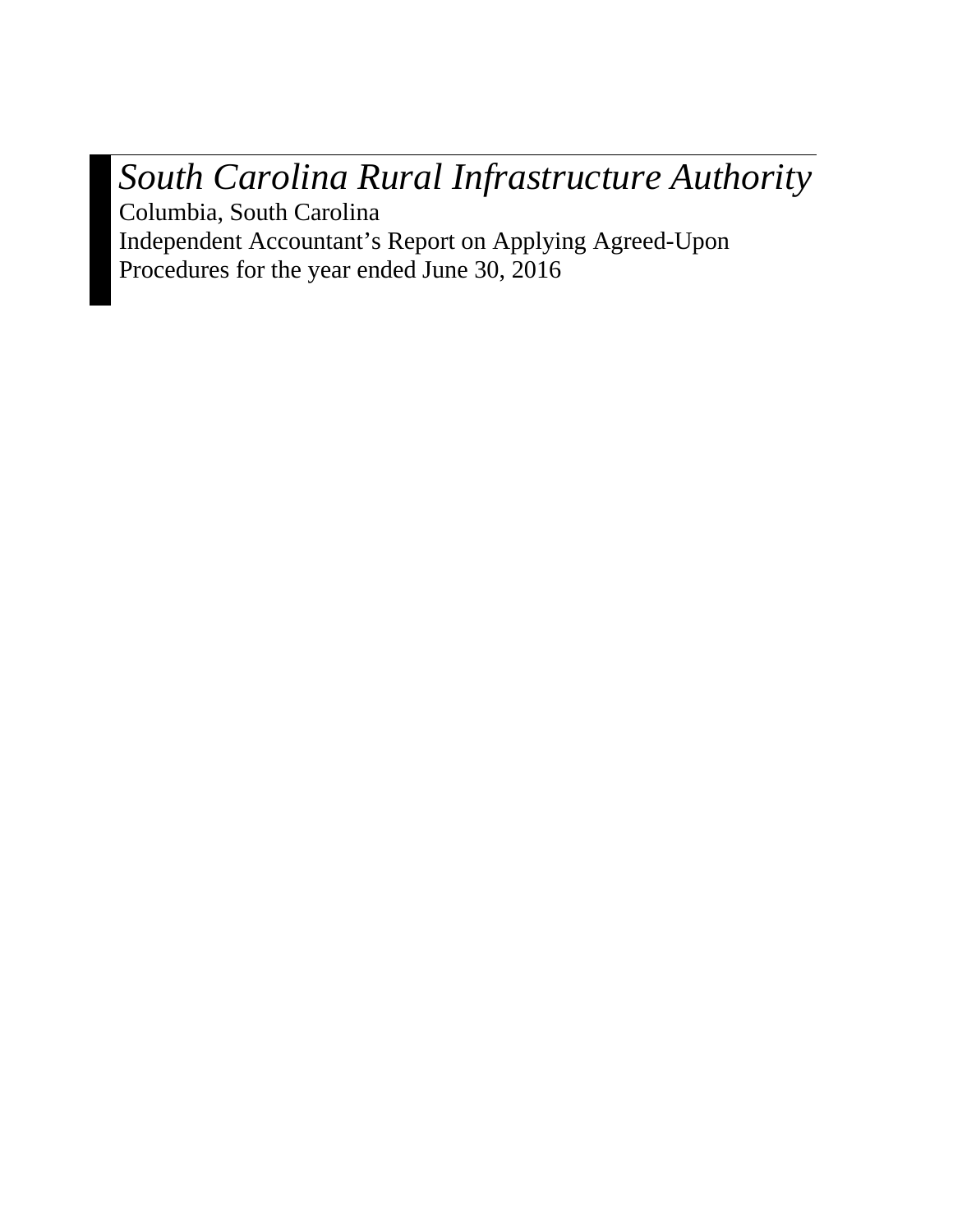# *South Carolina Rural Infrastructure Authority*

Columbia, South Carolina

Independent Accountant's Report on Applying Agreed-Upon Procedures for the year ended June 30, 2016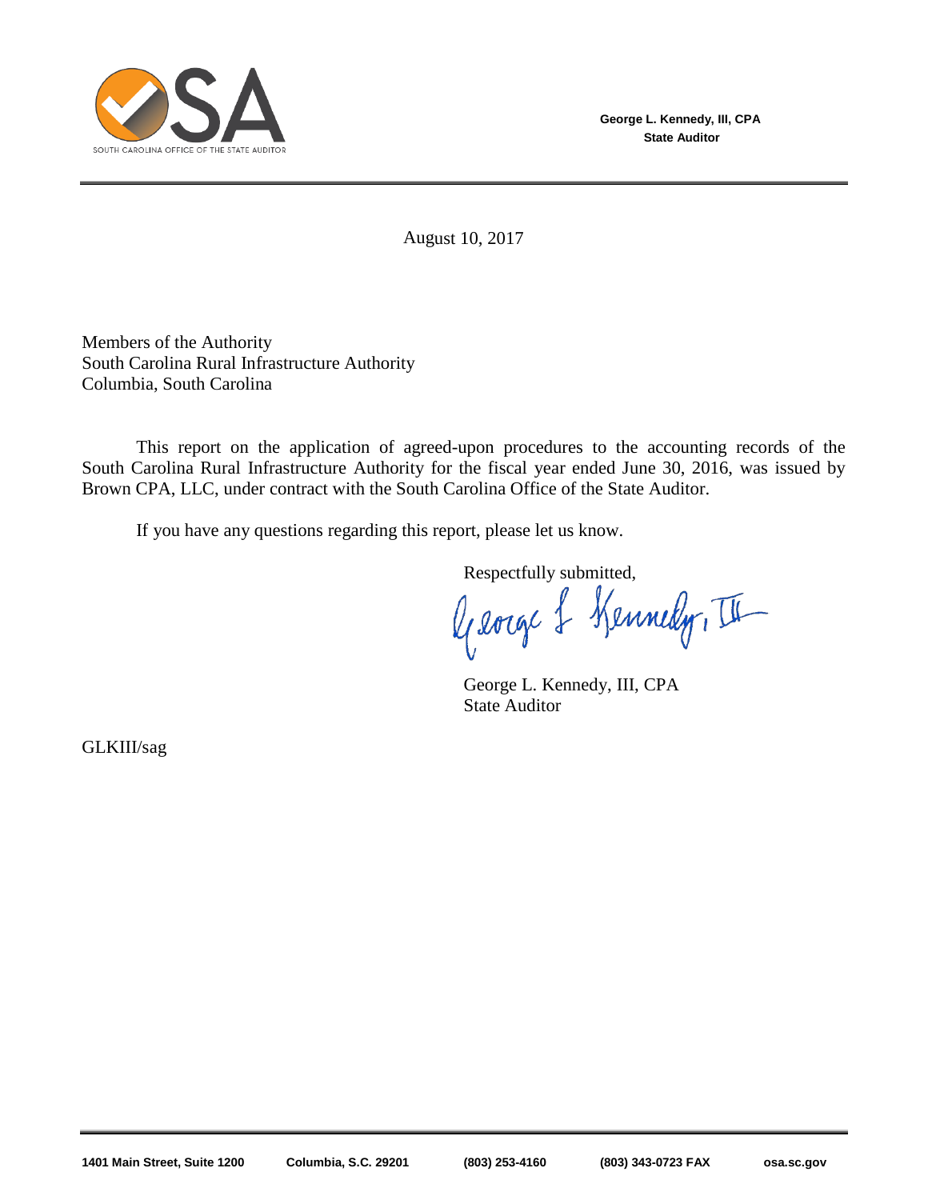George L. Kennedy, III, CPA
State Auditor

August 10, 2017

Members of the Authority
South Carolina Rural Infrastructure Authority
Columbia, South Carolina

This report on the application of agreed-upon procedures to the accounting records of the South Carolina Rural Infrastructure Authority for the fiscal year ended June 30, 2016, was issued by Brown CPA, LLC, under contract with the South Carolina Office of the State Auditor.

If you have any questions regarding this report, please let us know.

Respectfully submitted,

George L. Kennedy, III, CPA
State Auditor

GLKIII/sag

1401 Main Street, Suite 1200 Columbia, S.C. 29201 (803) 253-4160 (803) 343-0723 FAX osa.sc.gov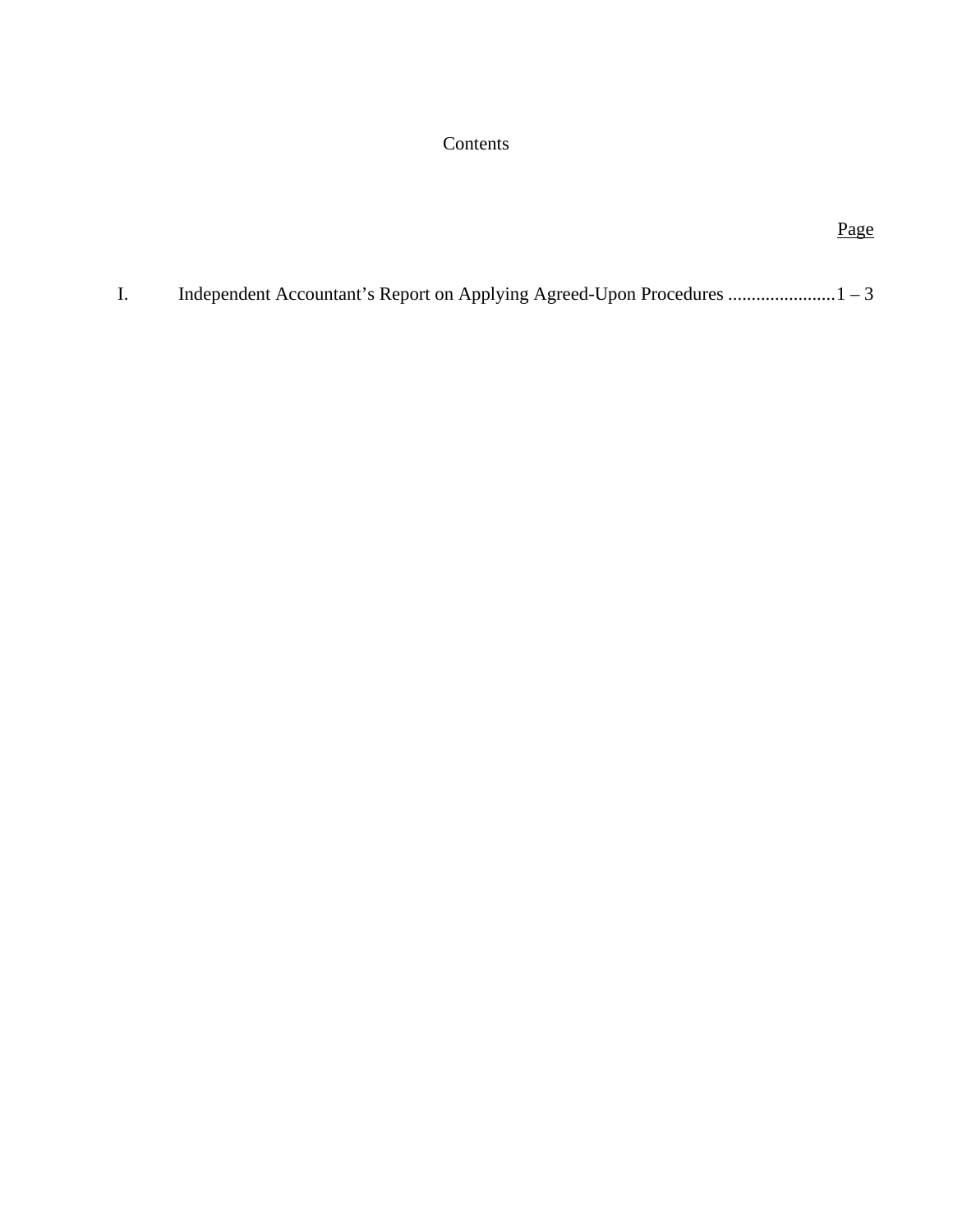# Contents

| | | Page |
|---|---|---|
| I. | Independent Accountant's Report on Applying Agreed-Upon Procedures | 1 – 3 |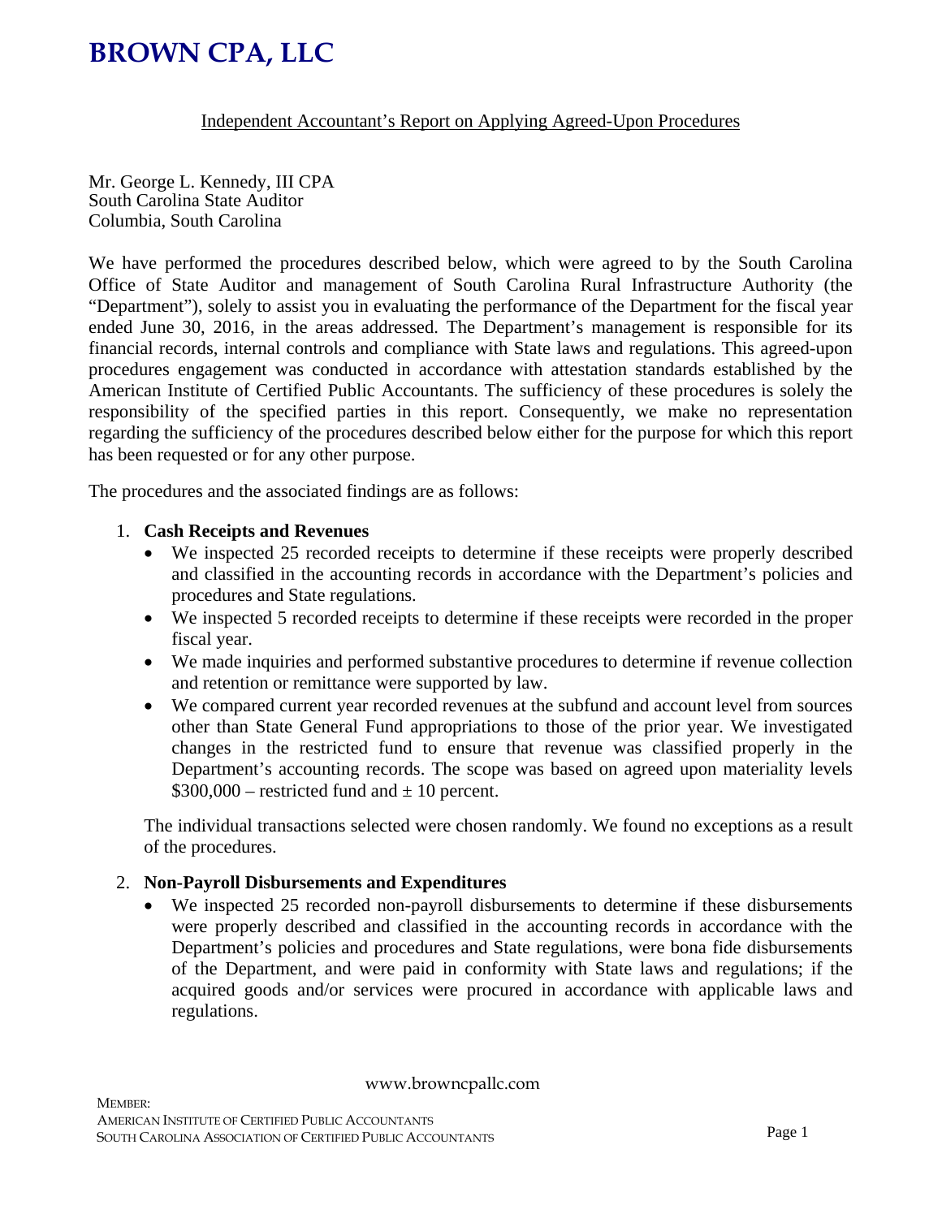# BROWN CPA, LLC

Independent Accountant's Report on Applying Agreed-Upon Procedures

Mr. George L. Kennedy, III CPA
South Carolina State Auditor
Columbia, South Carolina

We have performed the procedures described below, which were agreed to by the South Carolina Office of State Auditor and management of South Carolina Rural Infrastructure Authority (the "Department"), solely to assist you in evaluating the performance of the Department for the fiscal year ended June 30, 2016, in the areas addressed. The Department's management is responsible for its financial records, internal controls and compliance with State laws and regulations. This agreed-upon procedures engagement was conducted in accordance with attestation standards established by the American Institute of Certified Public Accountants. The sufficiency of these procedures is solely the responsibility of the specified parties in this report. Consequently, we make no representation regarding the sufficiency of the procedures described below either for the purpose for which this report has been requested or for any other purpose.

The procedures and the associated findings are as follows:

1. **Cash Receipts and Revenues**
   - We inspected 25 recorded receipts to determine if these receipts were properly described and classified in the accounting records in accordance with the Department's policies and procedures and State regulations.
   - We inspected 5 recorded receipts to determine if these receipts were recorded in the proper fiscal year.
   - We made inquiries and performed substantive procedures to determine if revenue collection and retention or remittance were supported by law.
   - We compared current year recorded revenues at the subfund and account level from sources other than State General Fund appropriations to those of the prior year. We investigated changes in the restricted fund to ensure that revenue was classified properly in the Department's accounting records. The scope was based on agreed upon materiality levels \$300,000 – restricted fund and ± 10 percent.

   The individual transactions selected were chosen randomly. We found no exceptions as a result of the procedures.

2. **Non-Payroll Disbursements and Expenditures**
   - We inspected 25 recorded non-payroll disbursements to determine if these disbursements were properly described and classified in the accounting records in accordance with the Department's policies and procedures and State regulations, were bona fide disbursements of the Department, and were paid in conformity with State laws and regulations; if the acquired goods and/or services were procured in accordance with applicable laws and regulations.

www.browncpallc.com

MEMBER:
AMERICAN INSTITUTE OF CERTIFIED PUBLIC ACCOUNTANTS
SOUTH CAROLINA ASSOCIATION OF CERTIFIED PUBLIC ACCOUNTANTS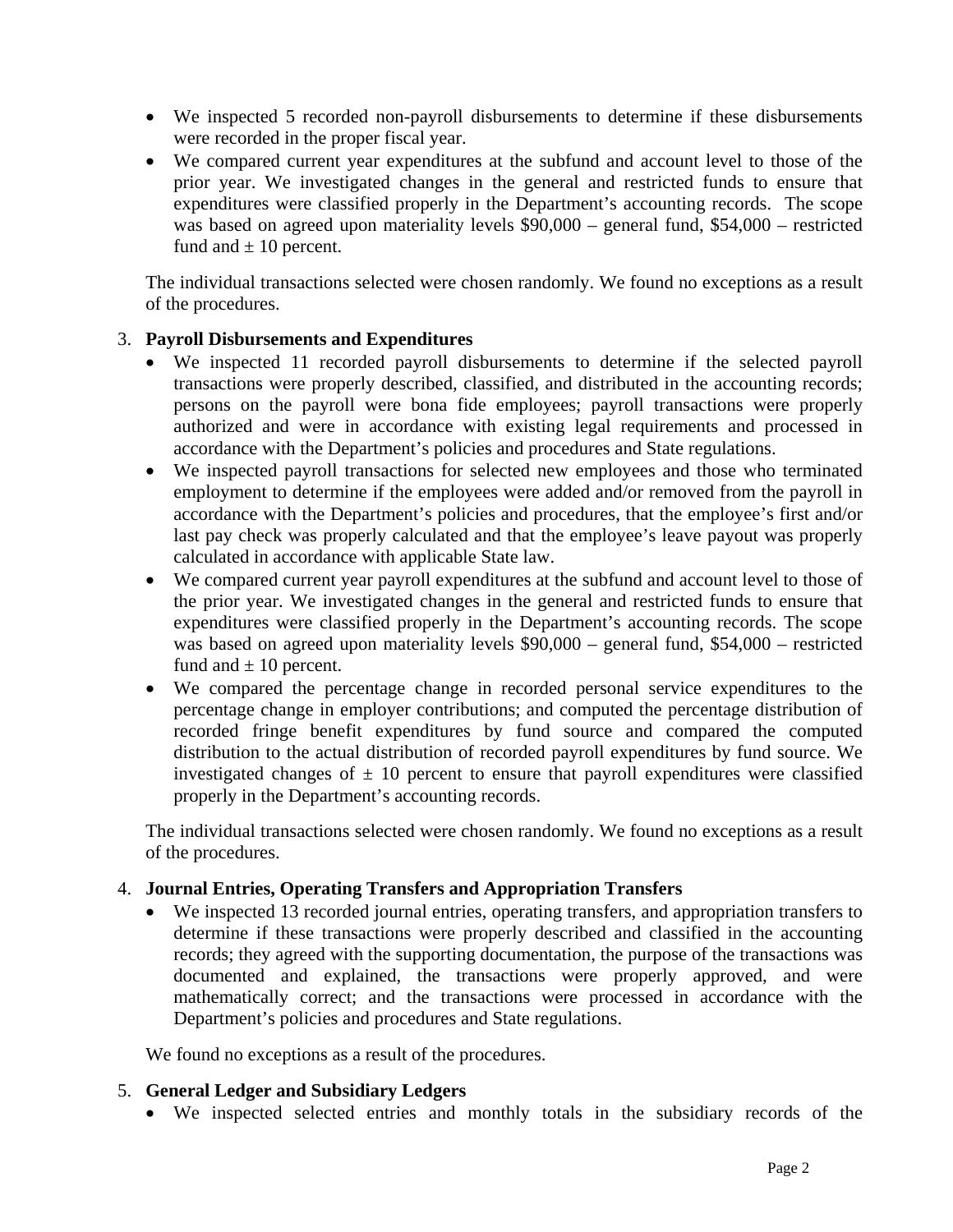- We inspected 5 recorded non-payroll disbursements to determine if these disbursements were recorded in the proper fiscal year.
- We compared current year expenditures at the subfund and account level to those of the prior year. We investigated changes in the general and restricted funds to ensure that expenditures were classified properly in the Department's accounting records. The scope was based on agreed upon materiality levels $90,000 – general fund, $54,000 – restricted fund and ± 10 percent.

The individual transactions selected were chosen randomly. We found no exceptions as a result of the procedures.

3. **Payroll Disbursements and Expenditures**
   - We inspected 11 recorded payroll disbursements to determine if the selected payroll transactions were properly described, classified, and distributed in the accounting records; persons on the payroll were bona fide employees; payroll transactions were properly authorized and were in accordance with existing legal requirements and processed in accordance with the Department's policies and procedures and State regulations.
   - We inspected payroll transactions for selected new employees and those who terminated employment to determine if the employees were added and/or removed from the payroll in accordance with the Department's policies and procedures, that the employee's first and/or last pay check was properly calculated and that the employee's leave payout was properly calculated in accordance with applicable State law.
   - We compared current year payroll expenditures at the subfund and account level to those of the prior year. We investigated changes in the general and restricted funds to ensure that expenditures were classified properly in the Department's accounting records. The scope was based on agreed upon materiality levels $90,000 – general fund, $54,000 – restricted fund and ± 10 percent.
   - We compared the percentage change in recorded personal service expenditures to the percentage change in employer contributions; and computed the percentage distribution of recorded fringe benefit expenditures by fund source and compared the computed distribution to the actual distribution of recorded payroll expenditures by fund source. We investigated changes of ± 10 percent to ensure that payroll expenditures were classified properly in the Department's accounting records.

   The individual transactions selected were chosen randomly. We found no exceptions as a result of the procedures.

4. **Journal Entries, Operating Transfers and Appropriation Transfers**
   - We inspected 13 recorded journal entries, operating transfers, and appropriation transfers to determine if these transactions were properly described and classified in the accounting records; they agreed with the supporting documentation, the purpose of the transactions was documented and explained, the transactions were properly approved, and were mathematically correct; and the transactions were processed in accordance with the Department's policies and procedures and State regulations.

   We found no exceptions as a result of the procedures.

5. **General Ledger and Subsidiary Ledgers**
   - We inspected selected entries and monthly totals in the subsidiary records of the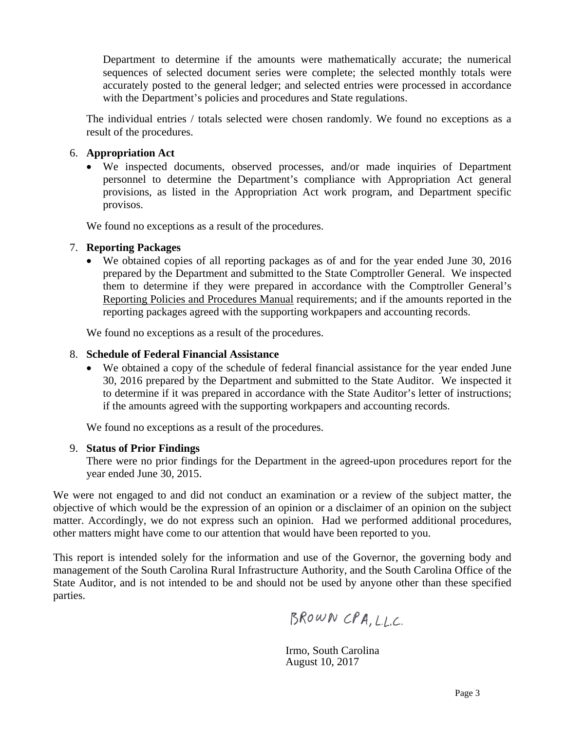Department to determine if the amounts were mathematically accurate; the numerical sequences of selected document series were complete; the selected monthly totals were accurately posted to the general ledger; and selected entries were processed in accordance with the Department's policies and procedures and State regulations.

The individual entries / totals selected were chosen randomly. We found no exceptions as a result of the procedures.

6. **Appropriation Act**
   - We inspected documents, observed processes, and/or made inquiries of Department personnel to determine the Department's compliance with Appropriation Act general provisions, as listed in the Appropriation Act work program, and Department specific provisos.

   We found no exceptions as a result of the procedures.

7. **Reporting Packages**
   - We obtained copies of all reporting packages as of and for the year ended June 30, 2016 prepared by the Department and submitted to the State Comptroller General. We inspected them to determine if they were prepared in accordance with the Comptroller General's Reporting Policies and Procedures Manual requirements; and if the amounts reported in the reporting packages agreed with the supporting workpapers and accounting records.

   We found no exceptions as a result of the procedures.

8. **Schedule of Federal Financial Assistance**
   - We obtained a copy of the schedule of federal financial assistance for the year ended June 30, 2016 prepared by the Department and submitted to the State Auditor. We inspected it to determine if it was prepared in accordance with the State Auditor's letter of instructions; if the amounts agreed with the supporting workpapers and accounting records.

   We found no exceptions as a result of the procedures.

9. **Status of Prior Findings**

   There were no prior findings for the Department in the agreed-upon procedures report for the year ended June 30, 2015.

We were not engaged to and did not conduct an examination or a review of the subject matter, the objective of which would be the expression of an opinion or a disclaimer of an opinion on the subject matter. Accordingly, we do not express such an opinion. Had we performed additional procedures, other matters might have come to our attention that would have been reported to you.

This report is intended solely for the information and use of the Governor, the governing body and management of the South Carolina Rural Infrastructure Authority, and the South Carolina Office of the State Auditor, and is not intended to be and should not be used by anyone other than these specified parties.

BROWN CPA, L.L.C.

Irmo, South Carolina
August 10, 2017